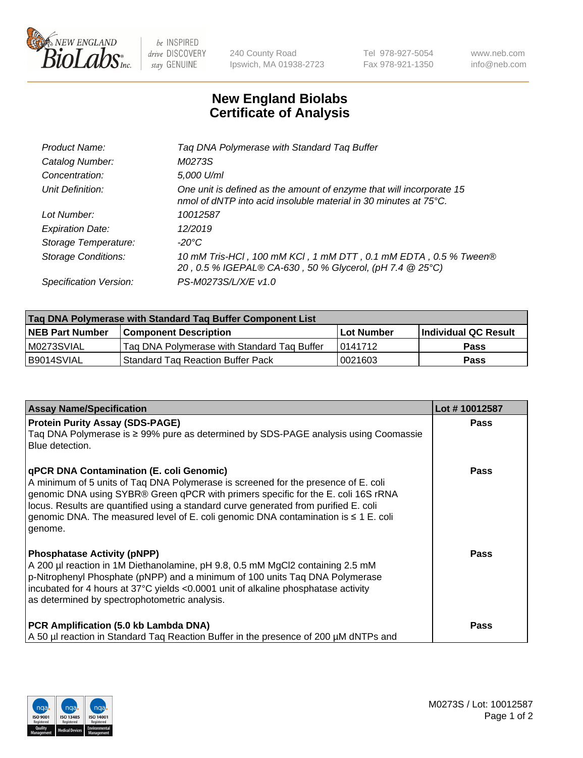# New England Biolabs Certificate of Analysis

| | |
|---|---|
| *Product Name:* | *Taq DNA Polymerase with Standard Taq Buffer* |
| *Catalog Number:* | *M0273S* |
| *Concentration:* | *5,000 U/ml* |
| *Unit Definition:* | *One unit is defined as the amount of enzyme that will incorporate 15 nmol of dNTP into acid insoluble material in 30 minutes at 75°C.* |
| *Lot Number:* | *10012587* |
| *Expiration Date:* | *12/2019* |
| *Storage Temperature:* | *-20°C* |
| *Storage Conditions:* | *10 mM Tris-HCl , 100 mM KCl , 1 mM DTT , 0.1 mM EDTA , 0.5 % Tween® 20 , 0.5 % IGEPAL® CA-630 , 50 % Glycerol, (pH 7.4 @ 25°C)* |
| *Specification Version:* | *PS-M0273S/L/X/E v1.0* |

| Taq DNA Polymerase with Standard Taq Buffer Component List | | | |
|---|---|---|---|
| **NEB Part Number** | **Component Description** | **Lot Number** | **Individual QC Result** |
| M0273SVIAL | Taq DNA Polymerase with Standard Taq Buffer | 0141712 | **Pass** |
| B9014SVIAL | Standard Taq Reaction Buffer Pack | 0021603 | **Pass** |

| Assay Name/Specification | Lot # 10012587 |
|---|---|
| **Protein Purity Assay (SDS-PAGE)**<br>Taq DNA Polymerase is ≥ 99% pure as determined by SDS-PAGE analysis using Coomassie Blue detection. | **Pass** |
| **qPCR DNA Contamination (E. coli Genomic)**<br>A minimum of 5 units of Taq DNA Polymerase is screened for the presence of E. coli genomic DNA using SYBR® Green qPCR with primers specific for the E. coli 16S rRNA locus. Results are quantified using a standard curve generated from purified E. coli genomic DNA. The measured level of E. coli genomic DNA contamination is ≤ 1 E. coli genome. | **Pass** |
| **Phosphatase Activity (pNPP)**<br>A 200 µl reaction in 1M Diethanolamine, pH 9.8, 0.5 mM $MgCl_2$ containing 2.5 mM p-Nitrophenyl Phosphate (pNPP) and a minimum of 100 units Taq DNA Polymerase incubated for 4 hours at 37°C yields <0.0001 unit of alkaline phosphatase activity as determined by spectrophotometric analysis. | **Pass** |
| **PCR Amplification (5.0 kb Lambda DNA)**<br>A 50 µl reaction in Standard Taq Reaction Buffer in the presence of 200 µM dNTPs and | **Pass** |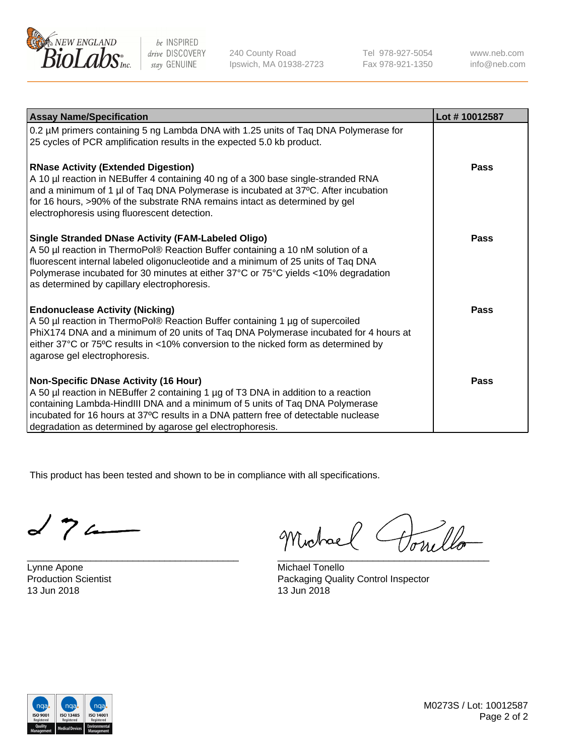| Assay Name/Specification | Lot # 10012587 |
|---|---|
| 0.2 µM primers containing 5 ng Lambda DNA with 1.25 units of Taq DNA Polymerase for 25 cycles of PCR amplification results in the expected 5.0 kb product. | |
| **RNase Activity (Extended Digestion)**<br>A 10 µl reaction in NEBuffer 4 containing 40 ng of a 300 base single-stranded RNA and a minimum of 1 µl of Taq DNA Polymerase is incubated at 37ºC. After incubation for 16 hours, >90% of the substrate RNA remains intact as determined by gel electrophoresis using fluorescent detection. | **Pass** |
| **Single Stranded DNase Activity (FAM-Labeled Oligo)**<br>A 50 µl reaction in ThermoPol® Reaction Buffer containing a 10 nM solution of a fluorescent internal labeled oligonucleotide and a minimum of 25 units of Taq DNA Polymerase incubated for 30 minutes at either 37°C or 75°C yields <10% degradation as determined by capillary electrophoresis. | **Pass** |
| **Endonuclease Activity (Nicking)**<br>A 50 µl reaction in ThermoPol® Reaction Buffer containing 1 µg of supercoiled PhiX174 DNA and a minimum of 20 units of Taq DNA Polymerase incubated for 4 hours at either 37°C or 75ºC results in <10% conversion to the nicked form as determined by agarose gel electrophoresis. | **Pass** |
| **Non-Specific DNase Activity (16 Hour)**<br>A 50 µl reaction in NEBuffer 2 containing 1 µg of T3 DNA in addition to a reaction containing Lambda-HindIII DNA and a minimum of 5 units of Taq DNA Polymerase incubated for 16 hours at 37ºC results in a DNA pattern free of detectable nuclease degradation as determined by agarose gel electrophoresis. | **Pass** |

This product has been tested and shown to be in compliance with all specifications.

Lynne Apone
Production Scientist
13 Jun 2018

Michael Tonello
Packaging Quality Control Inspector
13 Jun 2018

M0273S / Lot: 10012587